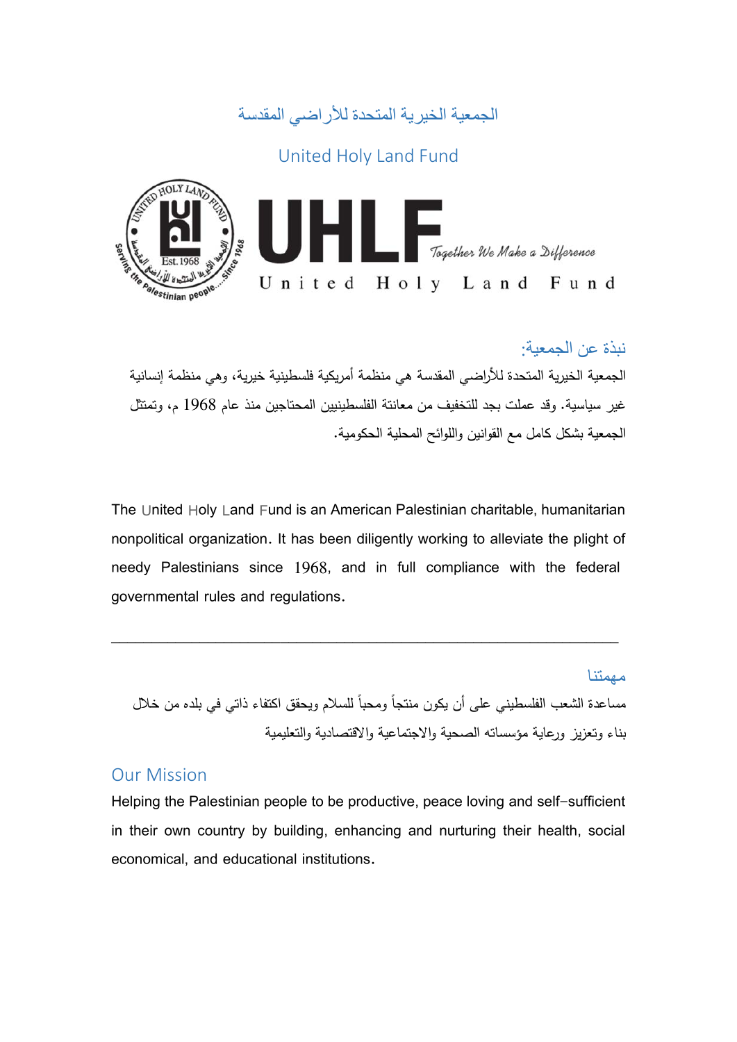# الجمعية الخيرية المتحدة للأراضي المقدسة

# United Holy Land Fund

UHLF Together We Make a Difference

United Holy Land Fund

## نبذة عن الجمعية:

الجمعية الخيرية المتحدة للأراضي المقدسة هي منظمة أمريكية فلسطينية خيرية، وهي منظمة إنسانية غير سياسية. وقد عملت بجد للتخفيف من معاناة الفلسطينيين المحتاجين منذ عام 1968 م، وتمتثل الجمعية بشكل كامل مع القوانين واللوائح المحلية الحكومية.

The United Holy Land Fund is an American Palestinian charitable, humanitarian nonpolitical organization. It has been diligently working to alleviate the plight of needy Palestinians since 1968, and in full compliance with the federal governmental rules and regulations.

---

## مهمتنا

مساعدة الشعب الفلسطيني على أن يكون منتجاً ومحباً للسلام ويحقق اكتفاء ذاتي في بلده من خلال بناء وتعزيز ورعاية مؤسساته الصحية والاجتماعية والاقتصادية والتعليمية

## Our Mission

Helping the Palestinian people to be productive, peace loving and self-sufficient in their own country by building, enhancing and nurturing their health, social economical, and educational institutions.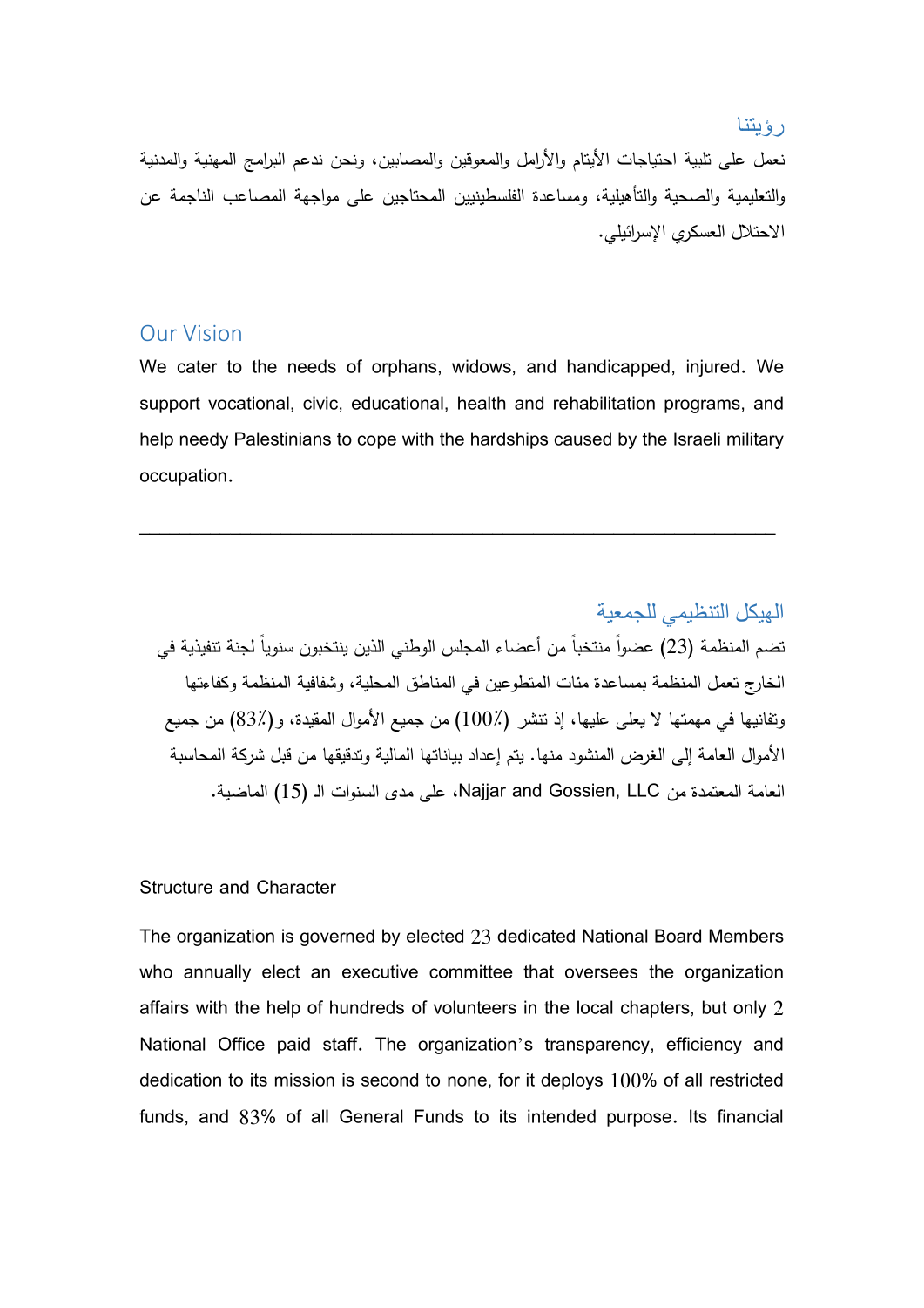## رؤيتنا

نعمل على تلبية احتياجات الأيتام والأرامل والمعوقين والمصابين، ونحن ندعم البرامج المهنية والمدنية والتعليمية والصحية والتأهيلية، ومساعدة الفلسطينيين المحتاجين على مواجهة المصاعب الناجمة عن الاحتلال العسكري الإسرائيلي.

## Our Vision

We cater to the needs of orphans, widows, and handicapped, injured. We support vocational, civic, educational, health and rehabilitation programs, and help needy Palestinians to cope with the hardships caused by the Israeli military occupation.

---

## الهيكل التنظيمي للجمعية

تضم المنظمة (23) عضواً منتخباً من أعضاء المجلس الوطني الذين ينتخبون سنوياً لجنة تنفيذية في الخارج تعمل المنظمة بمساعدة مئات المتطوعين في المناطق المحلية، وشفافية المنظمة وكفاءتها وتفانيها في مهمتها لا يعلى عليها، إذ تنشر (100٪) من جميع الأموال المقيدة، و(83٪) من جميع الأموال العامة إلى الغرض المنشود منها. يتم إعداد بياناتها المالية وتدقيقها من قبل شركة المحاسبة العامة المعتمدة من Najjar and Gossien, LLC، على مدى السنوات الـ (15) الماضية.

## Structure and Character

The organization is governed by elected 23 dedicated National Board Members who annually elect an executive committee that oversees the organization affairs with the help of hundreds of volunteers in the local chapters, but only 2 National Office paid staff. The organization's transparency, efficiency and dedication to its mission is second to none, for it deploys 100% of all restricted funds, and 83% of all General Funds to its intended purpose. Its financial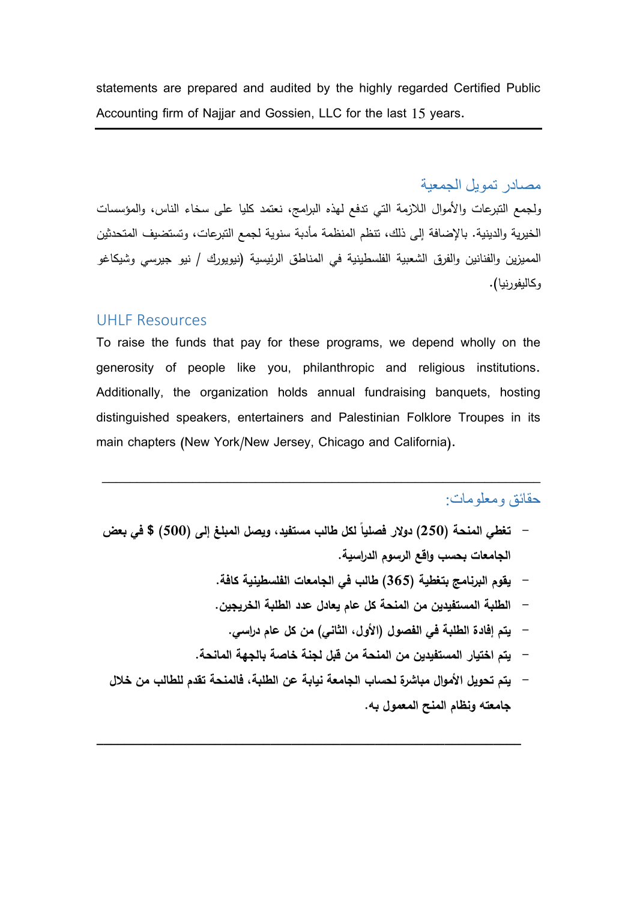statements are prepared and audited by the highly regarded Certified Public Accounting firm of Najjar and Gossien, LLC for the last 15 years.

---

## مصادر تمويل الجمعية

ولجمع التبرعات والأموال اللازمة التي تدفع لهذه البرامج، نعتمد كليا على سخاء الناس، والمؤسسات الخيرية والدينية. بالإضافة إلى ذلك، تنظم المنظمة مأدبة سنوية لجمع التبرعات، وتستضيف المتحدثين المميزين والفنانين والفرق الشعبية الفلسطينية في المناطق الرئيسية (نيويورك / نيو جيرسي وشيكاغو وكاليفورنيا).

## UHLF Resources

To raise the funds that pay for these programs, we depend wholly on the generosity of people like you, philanthropic and religious institutions. Additionally, the organization holds annual fundraising banquets, hosting distinguished speakers, entertainers and Palestinian Folklore Troupes in its main chapters (New York/New Jersey, Chicago and California).

---

## حقائق ومعلومات:

- **تغطي المنحة (250) دولار فصلياً لكل طالب مستفيد، ويصل المبلغ إلى (500) $ في بعض الجامعات بحسب واقع الرسوم الدراسية.**
- **يقوم البرنامج بتغطية (365) طالب في الجامعات الفلسطينية كافة.**
- **الطلبة المستفيدين من المنحة كل عام يعادل عدد الطلبة الخريجين.**
- **يتم إفادة الطلبة في الفصول (الأول، الثاني) من كل عام دراسي.**
- **يتم اختيار المستفيدين من المنحة من قبل لجنة خاصة بالجهة المانحة.**
- **يتم تحويل الأموال مباشرة لحساب الجامعة نيابة عن الطلبة، فالمنحة تقدم للطالب من خلال جامعته ونظام المنح المعمول به.**

---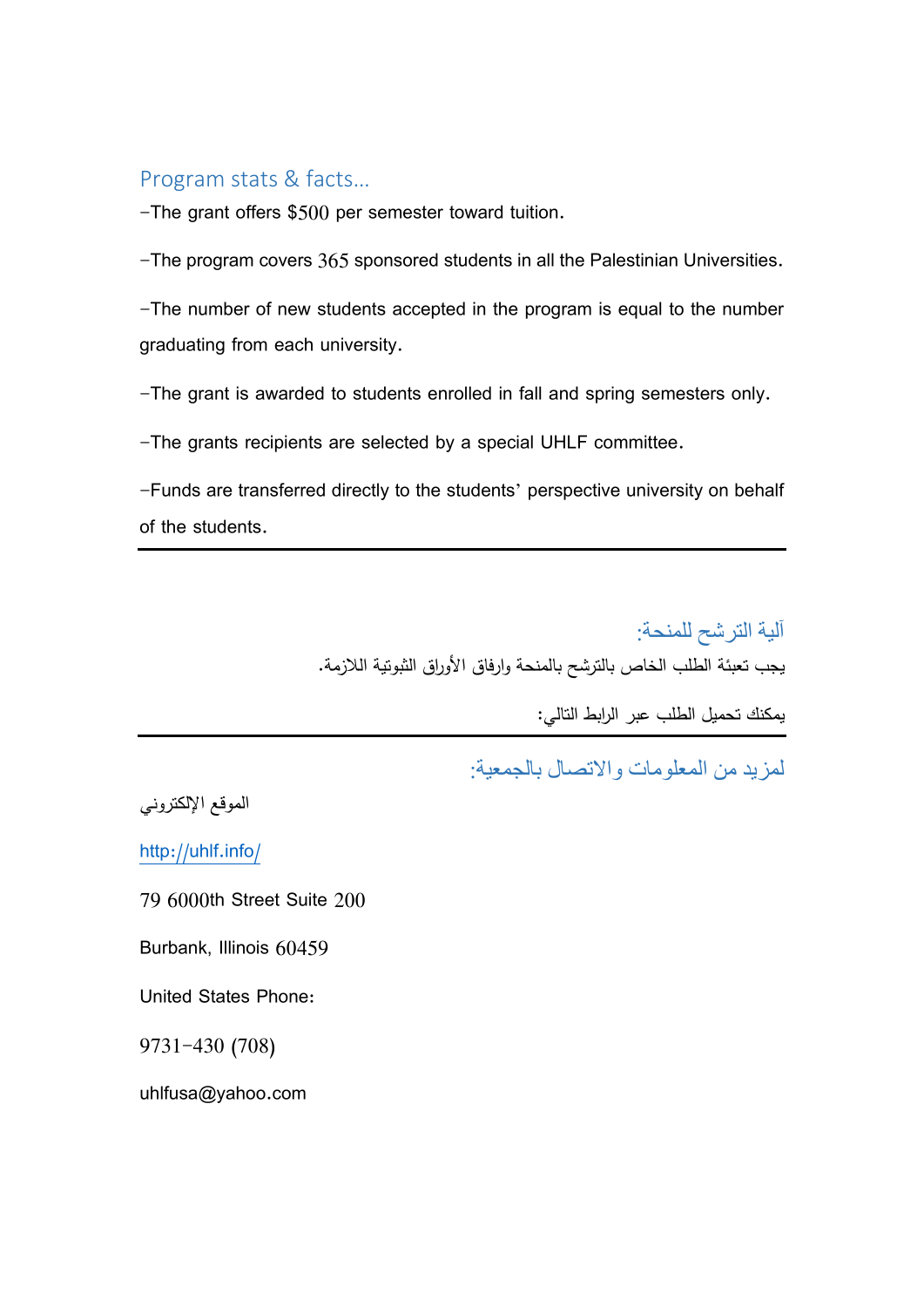## Program stats & facts…

-The grant offers $500 per semester toward tuition.

-The program covers 365 sponsored students in all the Palestinian Universities.

-The number of new students accepted in the program is equal to the number graduating from each university.

-The grant is awarded to students enrolled in fall and spring semesters only.

-The grants recipients are selected by a special UHLF committee.

-Funds are transferred directly to the students' perspective university on behalf of the students.

---

## آلية الترشح للمنحة:

يجب تعبئة الطلب الخاص بالترشح بالمنحة وارفاق الأوراق الثبوتية اللازمة.

يمكنك تحميل الطلب عبر الرابط التالي:

---

## لمزيد من المعلومات والاتصال بالجمعية:

الموقع الإلكتروني

http://uhlf.info/

79 6000th Street Suite 200

Burbank, Illinois 60459

United States Phone:

9731-430 (708)

uhlfusa@yahoo.com